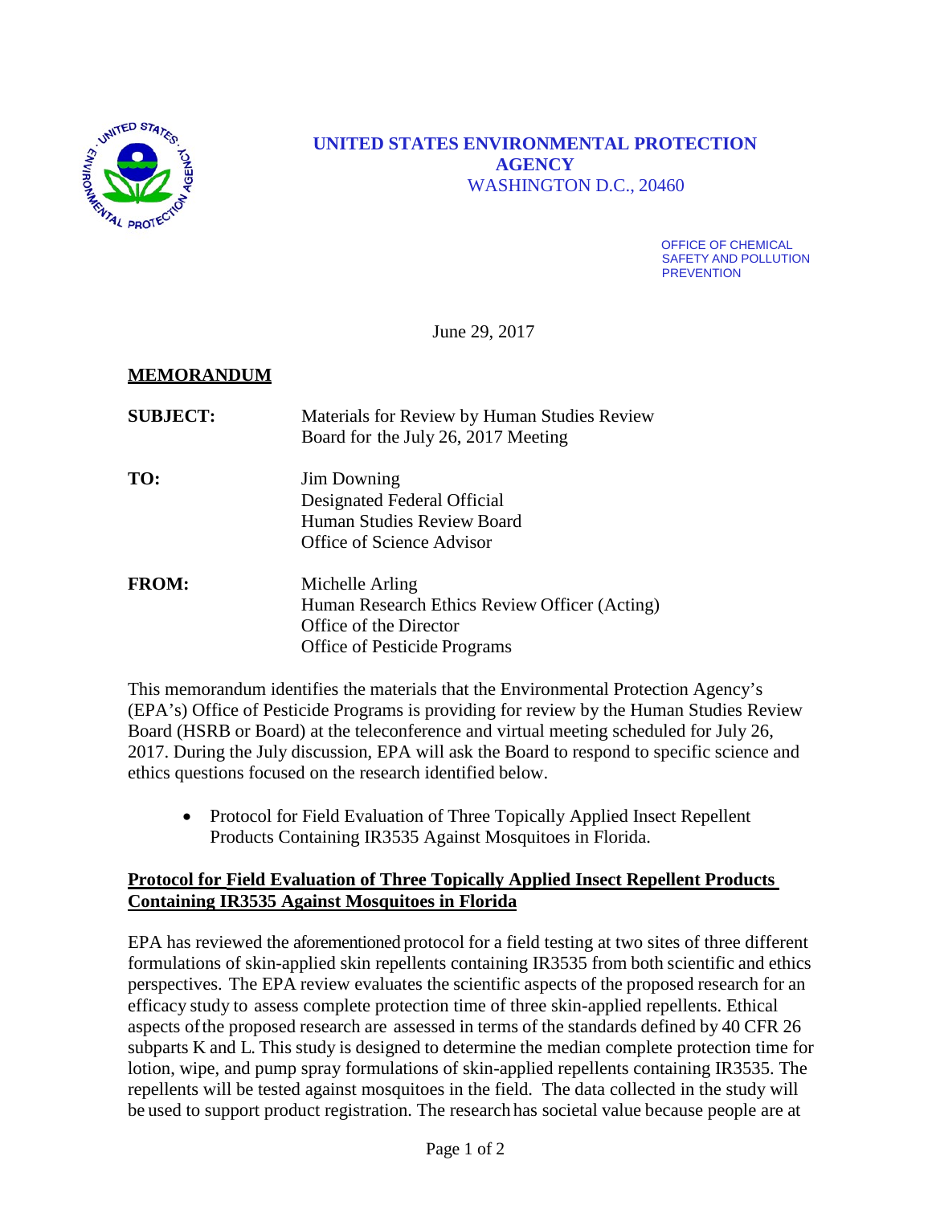**UNITED STATES ENVIRONMENTAL PROTECTION AGENCY**
WASHINGTON D.C., 20460

OFFICE OF CHEMICAL SAFETY AND POLLUTION PREVENTION

June 29, 2017

**MEMORANDUM**

**SUBJECT:** Materials for Review by Human Studies Review Board for the July 26, 2017 Meeting

**TO:** Jim Downing
Designated Federal Official
Human Studies Review Board
Office of Science Advisor

**FROM:** Michelle Arling
Human Research Ethics Review Officer (Acting)
Office of the Director
Office of Pesticide Programs

This memorandum identifies the materials that the Environmental Protection Agency's (EPA's) Office of Pesticide Programs is providing for review by the Human Studies Review Board (HSRB or Board) at the teleconference and virtual meeting scheduled for July 26, 2017. During the July discussion, EPA will ask the Board to respond to specific science and ethics questions focused on the research identified below.

- Protocol for Field Evaluation of Three Topically Applied Insect Repellent Products Containing IR3535 Against Mosquitoes in Florida.

**Protocol for Field Evaluation of Three Topically Applied Insect Repellent Products Containing IR3535 Against Mosquitoes in Florida**

EPA has reviewed the aforementioned protocol for a field testing at two sites of three different formulations of skin-applied skin repellents containing IR3535 from both scientific and ethics perspectives. The EPA review evaluates the scientific aspects of the proposed research for an efficacy study to assess complete protection time of three skin-applied repellents. Ethical aspects of the proposed research are assessed in terms of the standards defined by 40 CFR 26 subparts K and L. This study is designed to determine the median complete protection time for lotion, wipe, and pump spray formulations of skin-applied repellents containing IR3535. The repellents will be tested against mosquitoes in the field. The data collected in the study will be used to support product registration. The research has societal value because people are at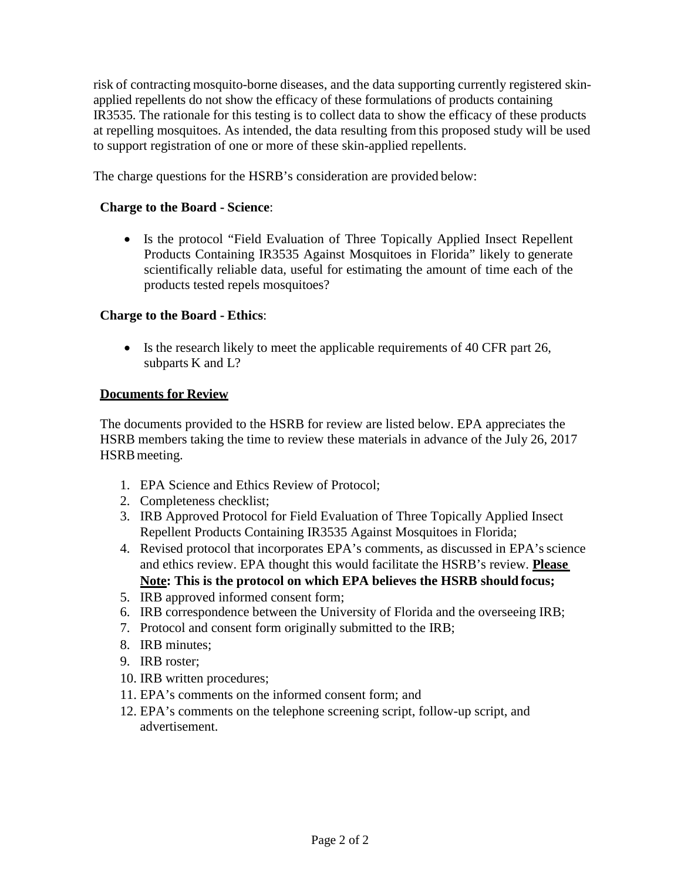risk of contracting mosquito-borne diseases, and the data supporting currently registered skin-applied repellents do not show the efficacy of these formulations of products containing IR3535. The rationale for this testing is to collect data to show the efficacy of these products at repelling mosquitoes. As intended, the data resulting from this proposed study will be used to support registration of one or more of these skin-applied repellents.

The charge questions for the HSRB's consideration are provided below:

**Charge to the Board - Science**:

- Is the protocol "Field Evaluation of Three Topically Applied Insect Repellent Products Containing IR3535 Against Mosquitoes in Florida" likely to generate scientifically reliable data, useful for estimating the amount of time each of the products tested repels mosquitoes?

**Charge to the Board - Ethics**:

- Is the research likely to meet the applicable requirements of 40 CFR part 26, subparts K and L?

**<u>Documents for Review</u>**

The documents provided to the HSRB for review are listed below. EPA appreciates the HSRB members taking the time to review these materials in advance of the July 26, 2017 HSRB meeting.

1. EPA Science and Ethics Review of Protocol;
2. Completeness checklist;
3. IRB Approved Protocol for Field Evaluation of Three Topically Applied Insect Repellent Products Containing IR3535 Against Mosquitoes in Florida;
4. Revised protocol that incorporates EPA's comments, as discussed in EPA's science and ethics review. EPA thought this would facilitate the HSRB's review. **<u>Please Note</u>: This is the protocol on which EPA believes the HSRB should focus;**
5. IRB approved informed consent form;
6. IRB correspondence between the University of Florida and the overseeing IRB;
7. Protocol and consent form originally submitted to the IRB;
8. IRB minutes;
9. IRB roster;
10. IRB written procedures;
11. EPA's comments on the informed consent form; and
12. EPA's comments on the telephone screening script, follow-up script, and advertisement.